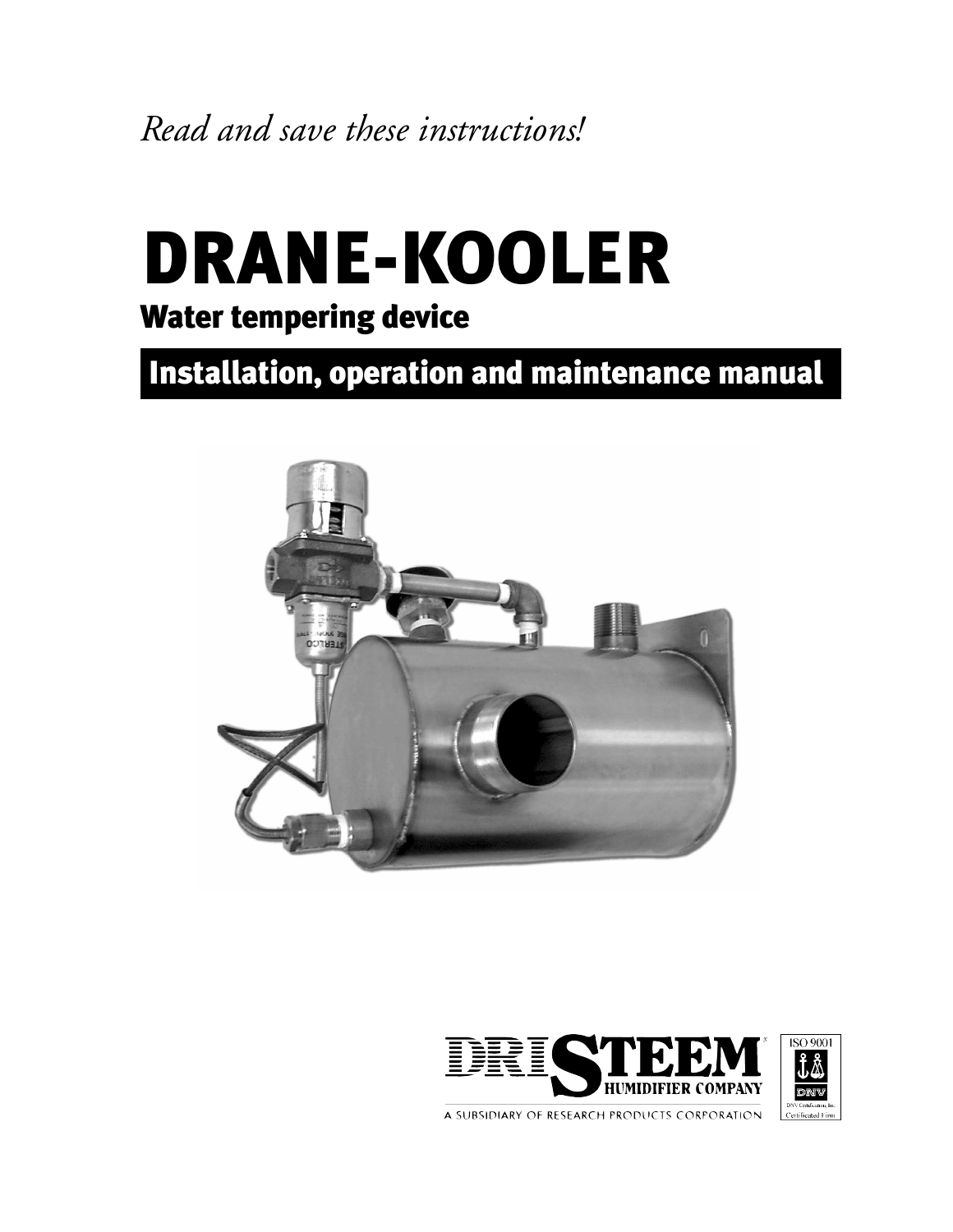*Read and save these instructions!*

# DRANE-KOOLER

## Water tempering device

## Installation, operation and maintenance manual

DRISTEEM HUMIDIFIER COMPANY

A SUBSIDIARY OF RESEARCH PRODUCTS CORPORATION

ISO 9001

DNV

DNV Certification, Inc.
Certificated Firm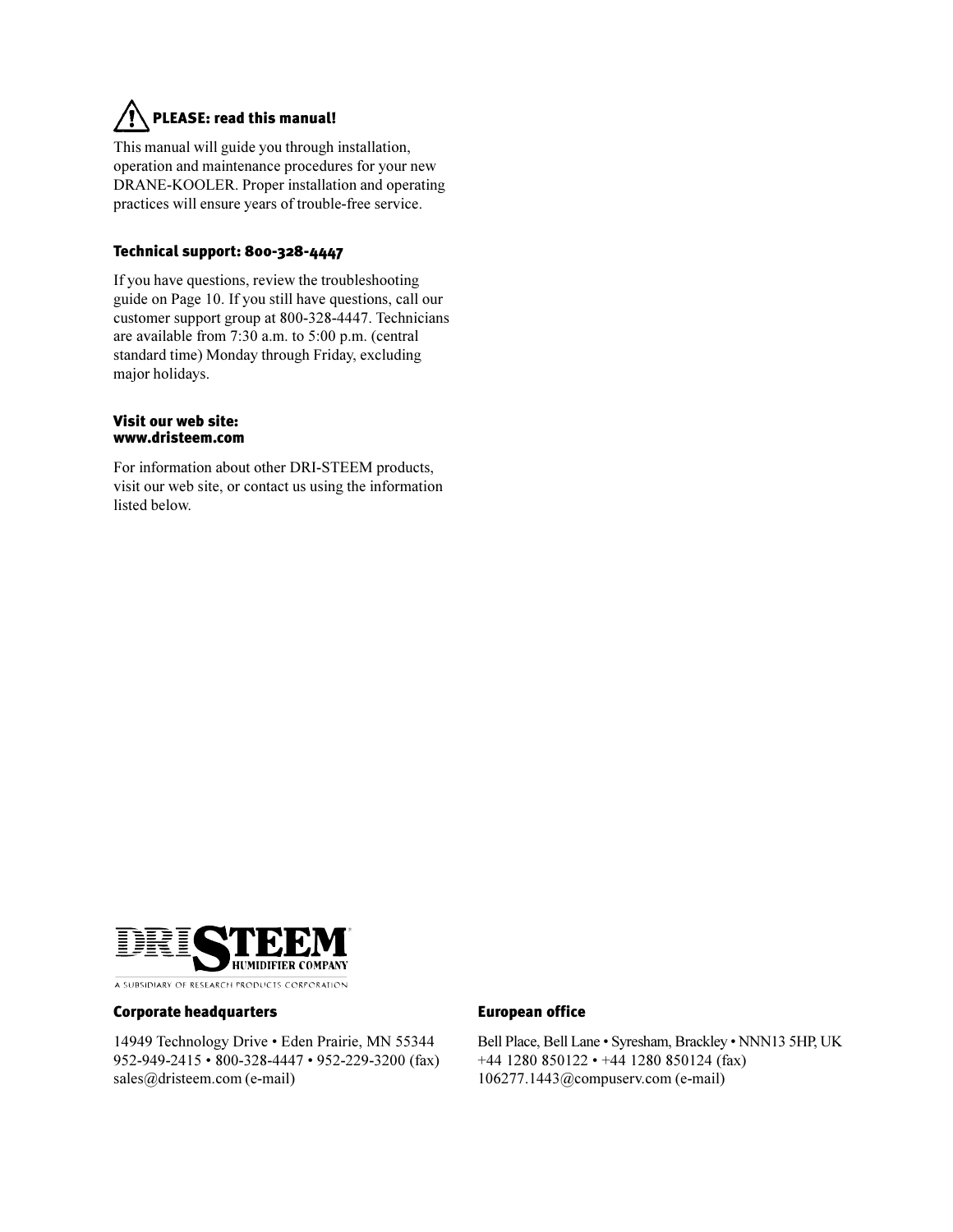## ⚠ PLEASE: read this manual!

This manual will guide you through installation, operation and maintenance procedures for your new DRANE-KOOLER. Proper installation and operating practices will ensure years of trouble-free service.

### Technical support: 800-328-4447

If you have questions, review the troubleshooting guide on Page 10. If you still have questions, call our customer support group at 800-328-4447. Technicians are available from 7:30 a.m. to 5:00 p.m. (central standard time) Monday through Friday, excluding major holidays.

### Visit our web site: www.dristeem.com

For information about other DRI-STEEM products, visit our web site, or contact us using the information listed below.

DRISTEEM HUMIDIFIER COMPANY
A SUBSIDIARY OF RESEARCH PRODUCTS CORPORATION

### Corporate headquarters

14949 Technology Drive • Eden Prairie, MN 55344
952-949-2415 • 800-328-4447 • 952-229-3200 (fax)
sales@dristeem.com (e-mail)

### European office

Bell Place, Bell Lane • Syresham, Brackley • NNN13 5HP, UK
+44 1280 850122 • +44 1280 850124 (fax)
106277.1443@compuserv.com (e-mail)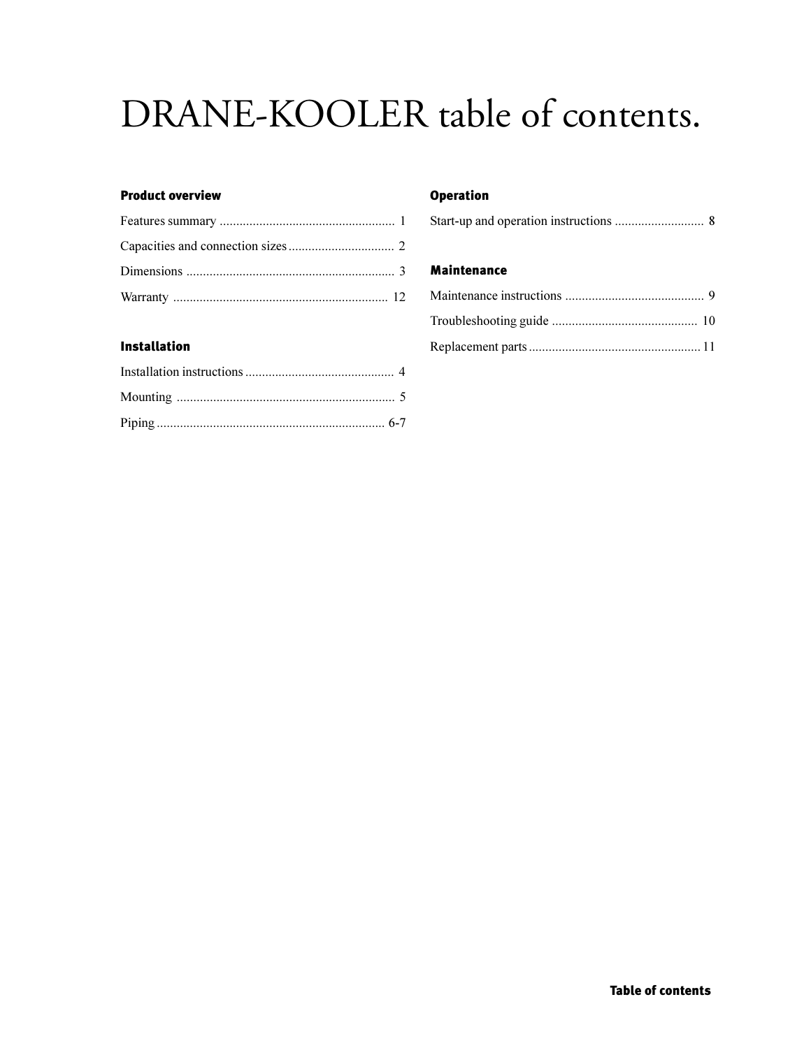# DRANE-KOOLER table of contents.

### Product overview

Features summary ..................................................... 1

Capacities and connection sizes ................................ 2

Dimensions ............................................................... 3

Warranty ................................................................. 12

### Installation

Installation instructions ............................................. 4

Mounting .................................................................. 5

Piping ..................................................................... 6-7

### Operation

Start-up and operation instructions ........................... 8

### Maintenance

Maintenance instructions .......................................... 9

Troubleshooting guide ............................................ 10

Replacement parts .................................................... 11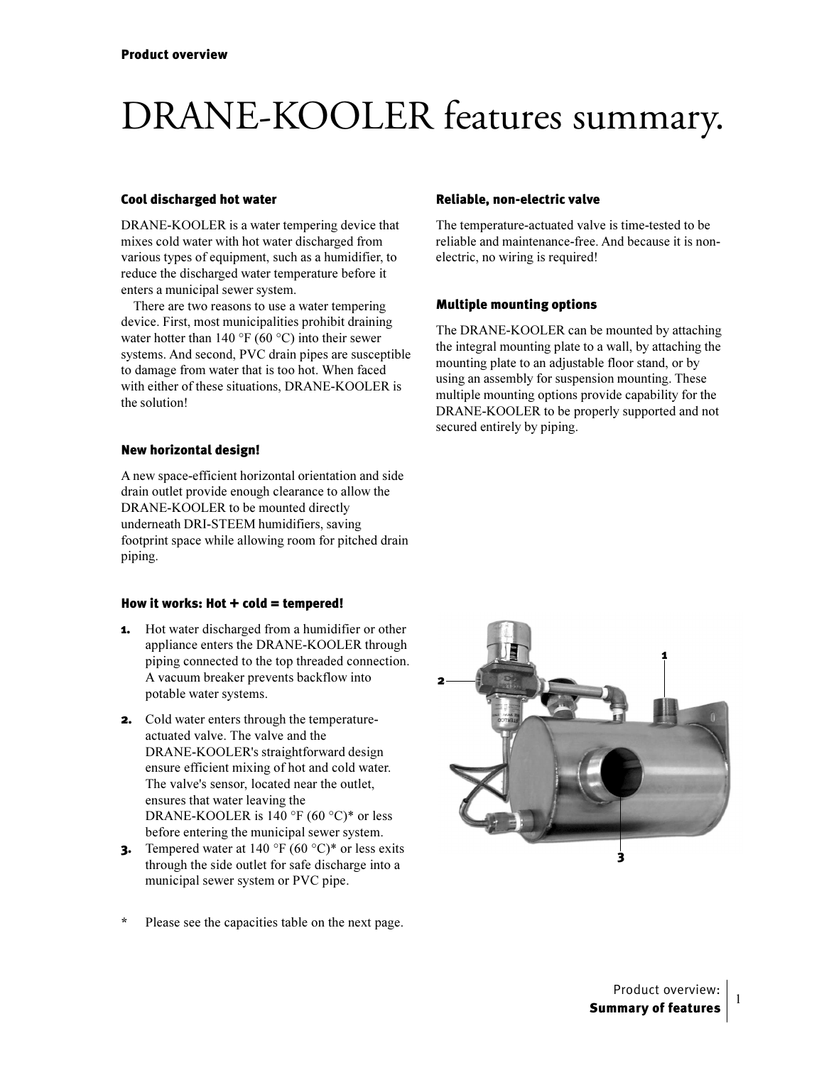Product overview

# DRANE-KOOLER features summary.

### Cool discharged hot water

DRANE-KOOLER is a water tempering device that mixes cold water with hot water discharged from various types of equipment, such as a humidifier, to reduce the discharged water temperature before it enters a municipal sewer system.

There are two reasons to use a water tempering device. First, most municipalities prohibit draining water hotter than 140 °F (60 °C) into their sewer systems. And second, PVC drain pipes are susceptible to damage from water that is too hot. When faced with either of these situations, DRANE-KOOLER is the solution!

### New horizontal design!

A new space-efficient horizontal orientation and side drain outlet provide enough clearance to allow the DRANE-KOOLER to be mounted directly underneath DRI-STEEM humidifiers, saving footprint space while allowing room for pitched drain piping.

### How it works: Hot + cold = tempered!

1. Hot water discharged from a humidifier or other appliance enters the DRANE-KOOLER through piping connected to the top threaded connection. A vacuum breaker prevents backflow into potable water systems.
2. Cold water enters through the temperature-actuated valve. The valve and the DRANE-KOOLER's straightforward design ensure efficient mixing of hot and cold water. The valve's sensor, located near the outlet, ensures that water leaving the DRANE-KOOLER is 140 °F (60 °C)* or less before entering the municipal sewer system.
3. Tempered water at 140 °F (60 °C)* or less exits through the side outlet for safe discharge into a municipal sewer system or PVC pipe.

\* Please see the capacities table on the next page.

### Reliable, non-electric valve

The temperature-actuated valve is time-tested to be reliable and maintenance-free. And because it is non-electric, no wiring is required!

### Multiple mounting options

The DRANE-KOOLER can be mounted by attaching the integral mounting plate to a wall, by attaching the mounting plate to an adjustable floor stand, or by using an assembly for suspension mounting. These multiple mounting options provide capability for the DRANE-KOOLER to be properly supported and not secured entirely by piping.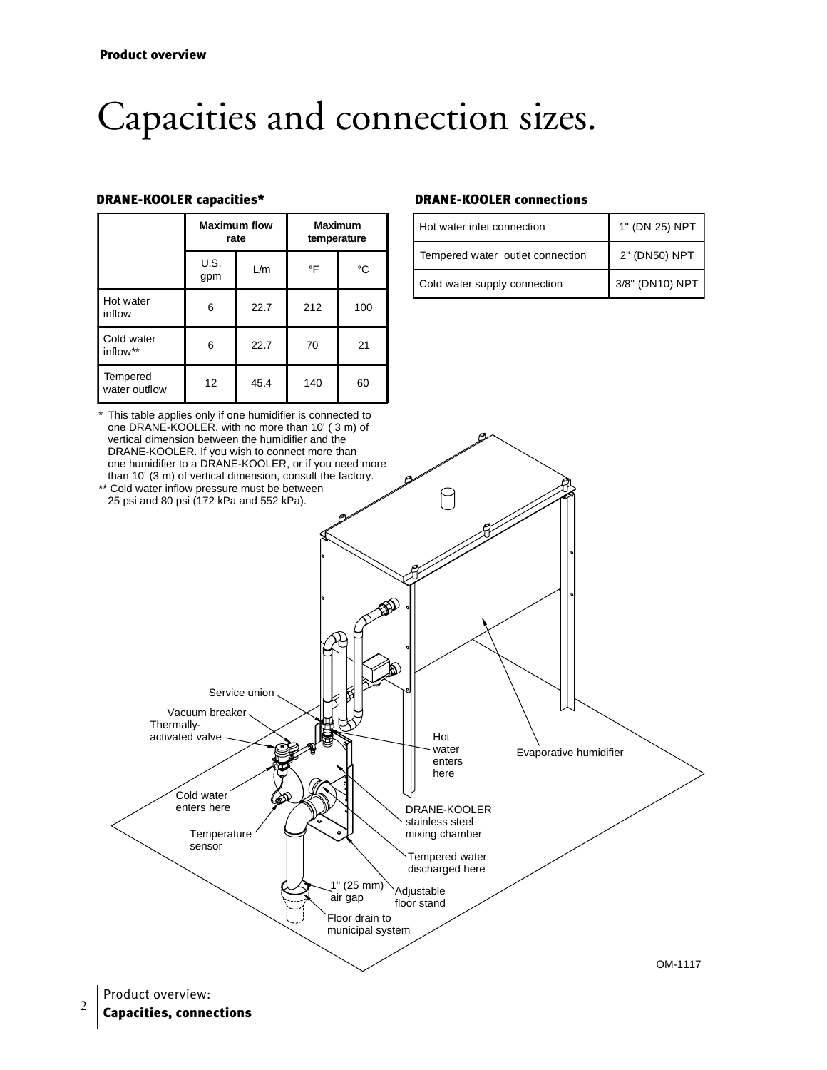# Capacities and connection sizes.

### DRANE-KOOLER capacities*

| | Maximum flow rate | | Maximum temperature | |
|---|---|---|---|---|
| | U.S. gpm | L/m | °F | °C |
| Hot water inflow | 6 | 22.7 | 212 | 100 |
| Cold water inflow** | 6 | 22.7 | 70 | 21 |
| Tempered water outflow | 12 | 45.4 | 140 | 60 |

\* This table applies only if one humidifier is connected to one DRANE-KOOLER, with no more than 10' ( 3 m) of vertical dimension between the humidifier and the DRANE-KOOLER. If you wish to connect more than one humidifier to a DRANE-KOOLER, or if you need more than 10' (3 m) of vertical dimension, consult the factory.

** Cold water inflow pressure must be between 25 psi and 80 psi (172 kPa and 552 kPa).

### DRANE-KOOLER connections

| | |
|---|---|
| Hot water inlet connection | 1" (DN 25) NPT |
| Tempered water outlet connection | 2" (DN50) NPT |
| Cold water supply connection | 3/8" (DN10) NPT |

Service union
Vacuum breaker
Thermally-activated valve
Cold water enters here
Temperature sensor
1" (25 mm) air gap
Floor drain to municipal system
Adjustable floor stand
Tempered water discharged here
DRANE-KOOLER stainless steel mixing chamber
Hot water enters here
Evaporative humidifier

OM-1117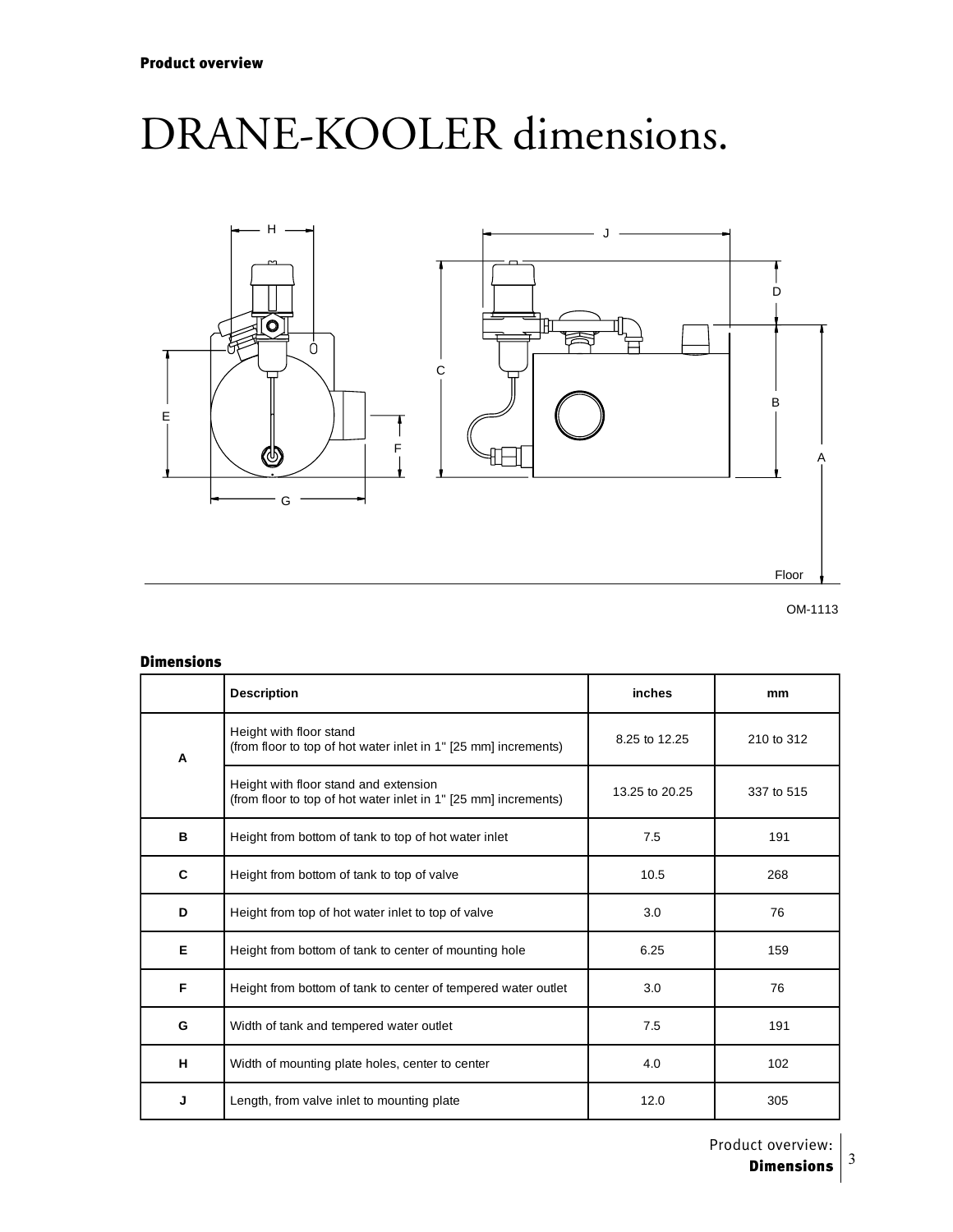**Product overview**

# DRANE-KOOLER dimensions.

OM-1113

### Dimensions

| | Description | inches | mm |
|---|---|---|---|
| A | Height with floor stand (from floor to top of hot water inlet in 1" [25 mm] increments) | 8.25 to 12.25 | 210 to 312 |
| | Height with floor stand and extension (from floor to top of hot water inlet in 1" [25 mm] increments) | 13.25 to 20.25 | 337 to 515 |
| B | Height from bottom of tank to top of hot water inlet | 7.5 | 191 |
| C | Height from bottom of tank to top of valve | 10.5 | 268 |
| D | Height from top of hot water inlet to top of valve | 3.0 | 76 |
| E | Height from bottom of tank to center of mounting hole | 6.25 | 159 |
| F | Height from bottom of tank to center of tempered water outlet | 3.0 | 76 |
| G | Width of tank and tempered water outlet | 7.5 | 191 |
| H | Width of mounting plate holes, center to center | 4.0 | 102 |
| J | Length, from valve inlet to mounting plate | 12.0 | 305 |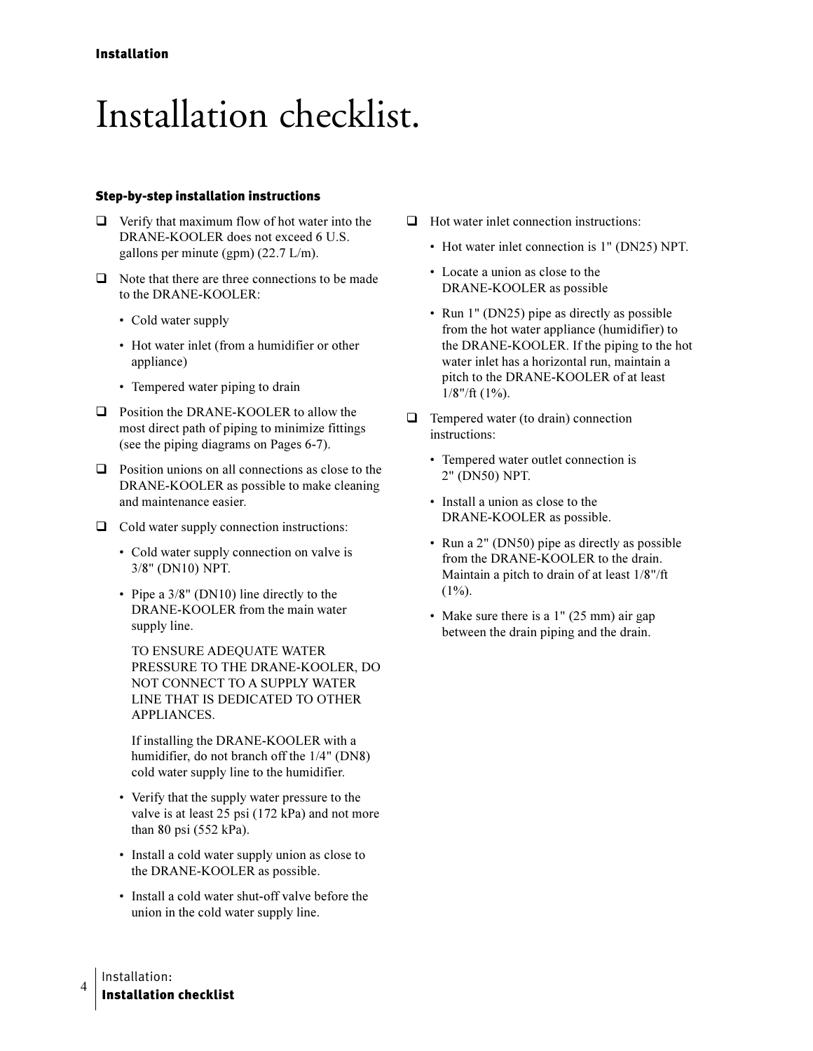# Installation checklist.

### Step-by-step installation instructions

- ❑ Verify that maximum flow of hot water into the DRANE-KOOLER does not exceed 6 U.S. gallons per minute (gpm) (22.7 L/m).
- ❑ Note that there are three connections to be made to the DRANE-KOOLER:
  - Cold water supply
  - Hot water inlet (from a humidifier or other appliance)
  - Tempered water piping to drain
- ❑ Position the DRANE-KOOLER to allow the most direct path of piping to minimize fittings (see the piping diagrams on Pages 6-7).
- ❑ Position unions on all connections as close to the DRANE-KOOLER as possible to make cleaning and maintenance easier.
- ❑ Cold water supply connection instructions:
  - Cold water supply connection on valve is 3/8" (DN10) NPT.
  - Pipe a 3/8" (DN10) line directly to the DRANE-KOOLER from the main water supply line.

    TO ENSURE ADEQUATE WATER PRESSURE TO THE DRANE-KOOLER, DO NOT CONNECT TO A SUPPLY WATER LINE THAT IS DEDICATED TO OTHER APPLIANCES.

    If installing the DRANE-KOOLER with a humidifier, do not branch off the 1/4" (DN8) cold water supply line to the humidifier.
  - Verify that the supply water pressure to the valve is at least 25 psi (172 kPa) and not more than 80 psi (552 kPa).
  - Install a cold water supply union as close to the DRANE-KOOLER as possible.
  - Install a cold water shut-off valve before the union in the cold water supply line.
- ❑ Hot water inlet connection instructions:
  - Hot water inlet connection is 1" (DN25) NPT.
  - Locate a union as close to the DRANE-KOOLER as possible
  - Run 1" (DN25) pipe as directly as possible from the hot water appliance (humidifier) to the DRANE-KOOLER. If the piping to the hot water inlet has a horizontal run, maintain a pitch to the DRANE-KOOLER of at least 1/8"/ft (1%).
- ❑ Tempered water (to drain) connection instructions:
  - Tempered water outlet connection is 2" (DN50) NPT.
  - Install a union as close to the DRANE-KOOLER as possible.
  - Run a 2" (DN50) pipe as directly as possible from the DRANE-KOOLER to the drain. Maintain a pitch to drain of at least 1/8"/ft (1%).
  - Make sure there is a 1" (25 mm) air gap between the drain piping and the drain.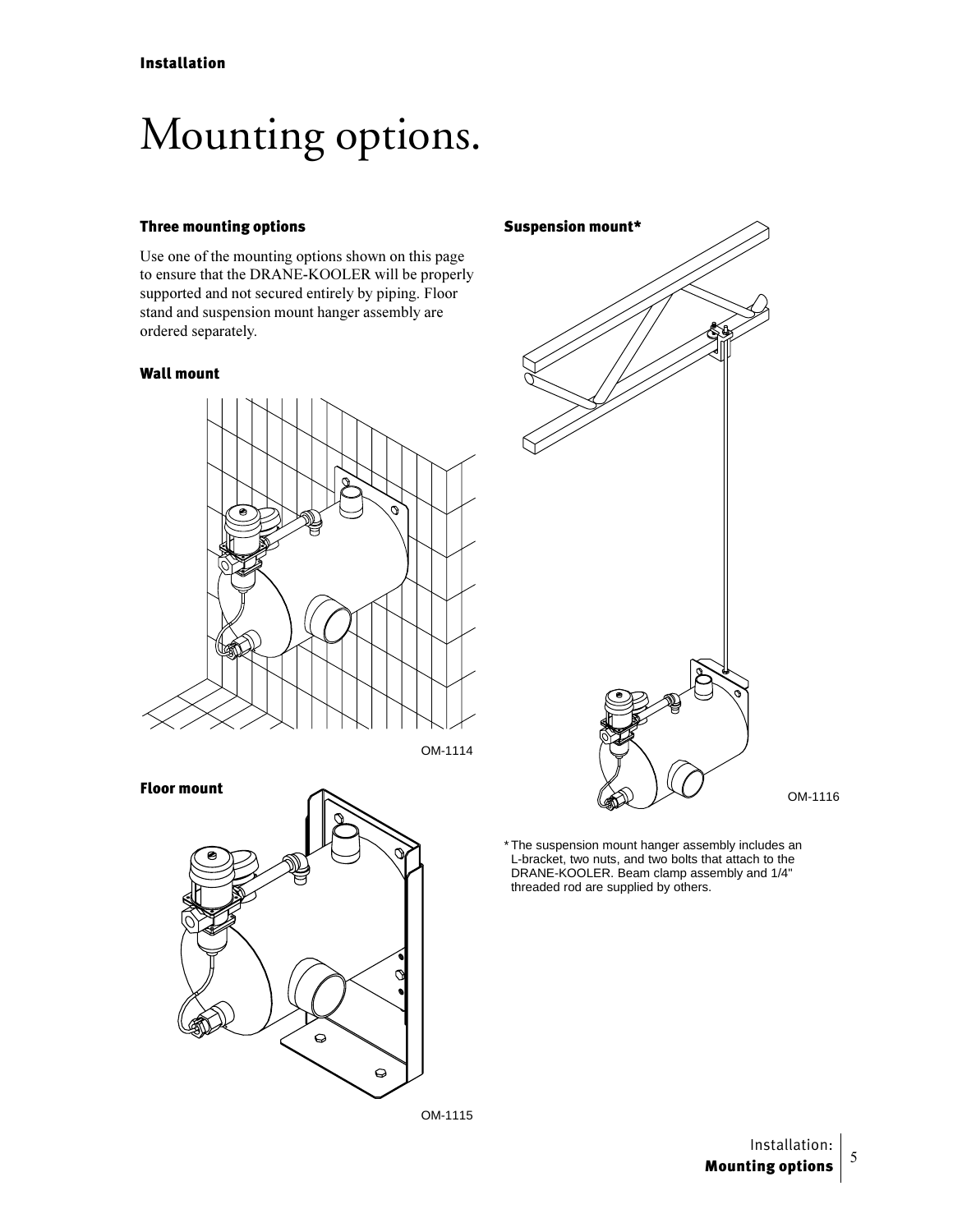# Mounting options.

### Three mounting options

Use one of the mounting options shown on this page to ensure that the DRANE-KOOLER will be properly supported and not secured entirely by piping. Floor stand and suspension mount hanger assembly are ordered separately.

### Wall mount

OM-1114

### Floor mount

OM-1115

### Suspension mount*

OM-1116

* The suspension mount hanger assembly includes an L-bracket, two nuts, and two bolts that attach to the DRANE-KOOLER. Beam clamp assembly and 1/4" threaded rod are supplied by others.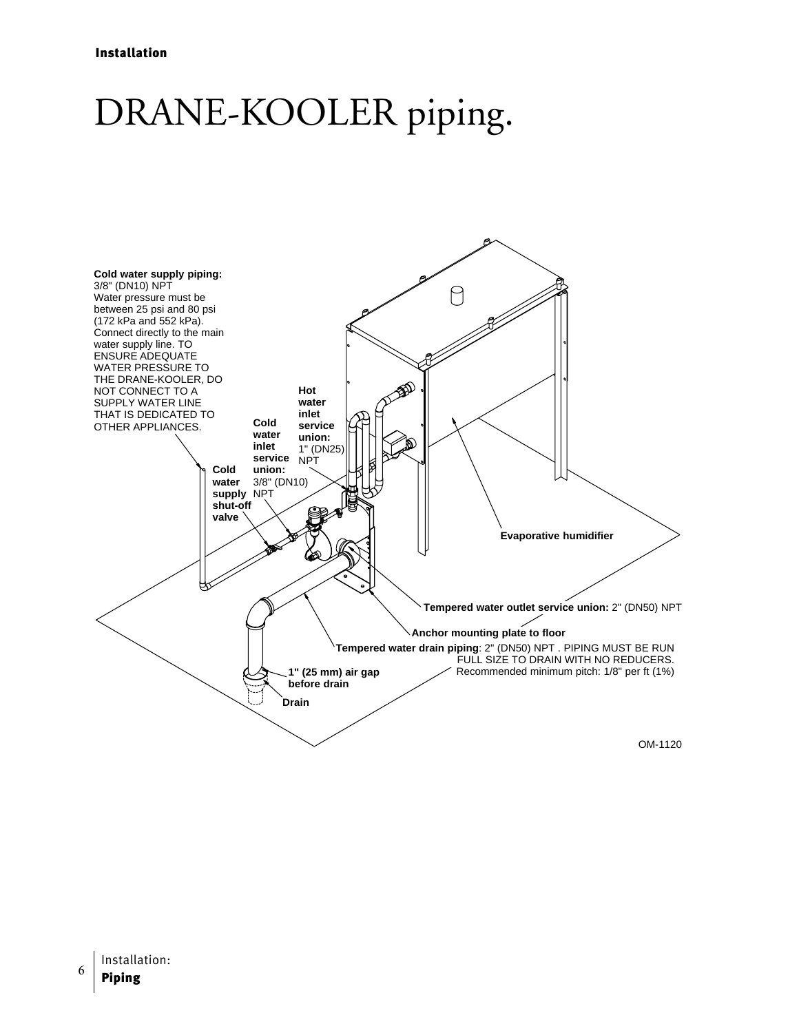# DRANE-KOOLER piping.

**Cold water supply piping:**
3/8" (DN10) NPT
Water pressure must be between 25 psi and 80 psi (172 kPa and 552 kPa).
Connect directly to the main water supply line. TO ENSURE ADEQUATE WATER PRESSURE TO THE DRANE-KOOLER, DO NOT CONNECT TO A SUPPLY WATER LINE THAT IS DEDICATED TO OTHER APPLIANCES.

**Hot water inlet service union:** 1" (DN25) NPT

**Cold water inlet service union:** 3/8" (DN10) NPT

**Cold water supply shut-off valve**

**Evaporative humidifier**

**Tempered water outlet service union:** 2" (DN50) NPT

**Anchor mounting plate to floor**

**Tempered water drain piping**: 2" (DN50) NPT . PIPING MUST BE RUN FULL SIZE TO DRAIN WITH NO REDUCERS. Recommended minimum pitch: 1/8" per ft (1%)

**1" (25 mm) air gap before drain**

**Drain**

OM-1120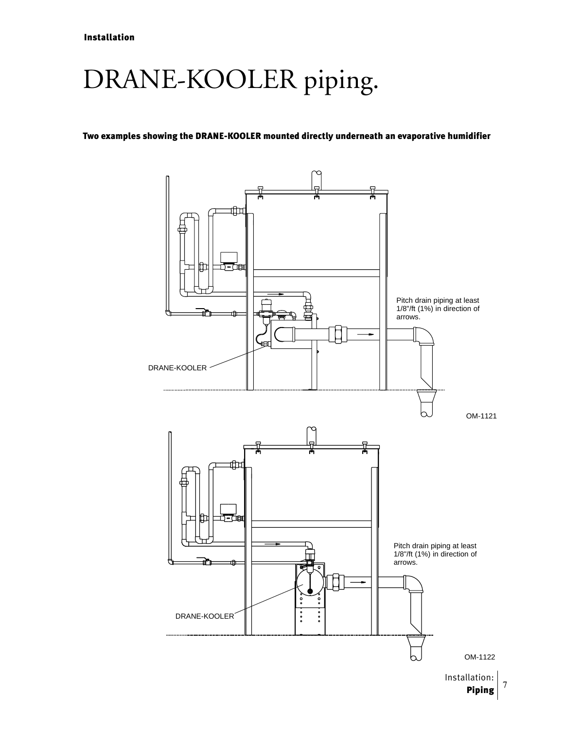# DRANE-KOOLER piping.

**Two examples showing the DRANE-KOOLER mounted directly underneath an evaporative humidifier**

Pitch drain piping at least 1/8"/ft (1%) in direction of arrows.

DRANE-KOOLER

OM-1121

Pitch drain piping at least 1/8"/ft (1%) in direction of arrows.

DRANE-KOOLER

OM-1122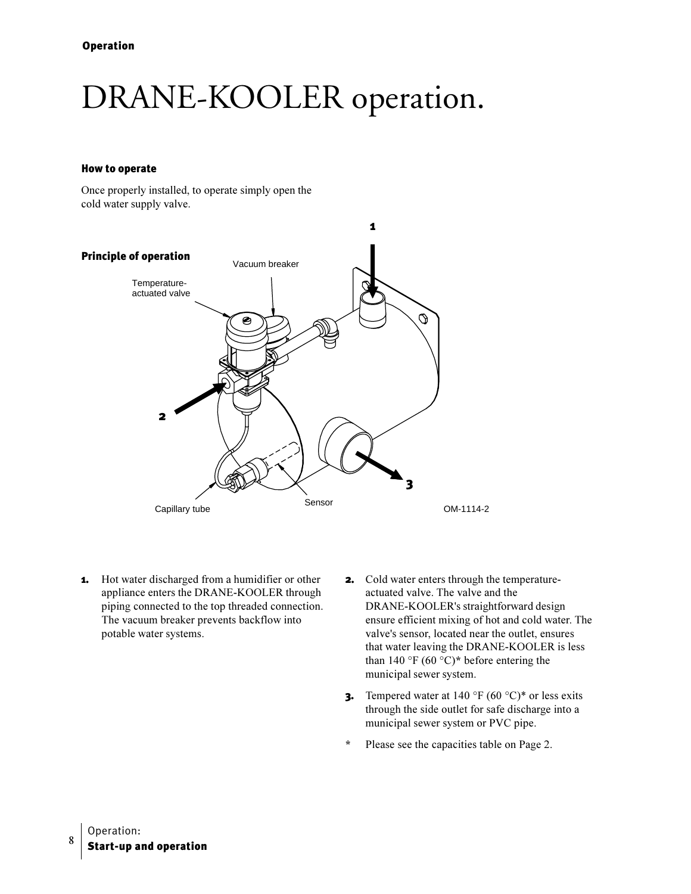# DRANE-KOOLER operation.

### How to operate

Once properly installed, to operate simply open the cold water supply valve.

### Principle of operation

Vacuum breaker

Temperature-actuated valve

Capillary tube

Sensor

OM-1114-2

1. Hot water discharged from a humidifier or other appliance enters the DRANE-KOOLER through piping connected to the top threaded connection. The vacuum breaker prevents backflow into potable water systems.
2. Cold water enters through the temperature-actuated valve. The valve and the DRANE-KOOLER's straightforward design ensure efficient mixing of hot and cold water. The valve's sensor, located near the outlet, ensures that water leaving the DRANE-KOOLER is less than 140 °F (60 °C)* before entering the municipal sewer system.
3. Tempered water at 140 °F (60 °C)* or less exits through the side outlet for safe discharge into a municipal sewer system or PVC pipe.

\* Please see the capacities table on Page 2.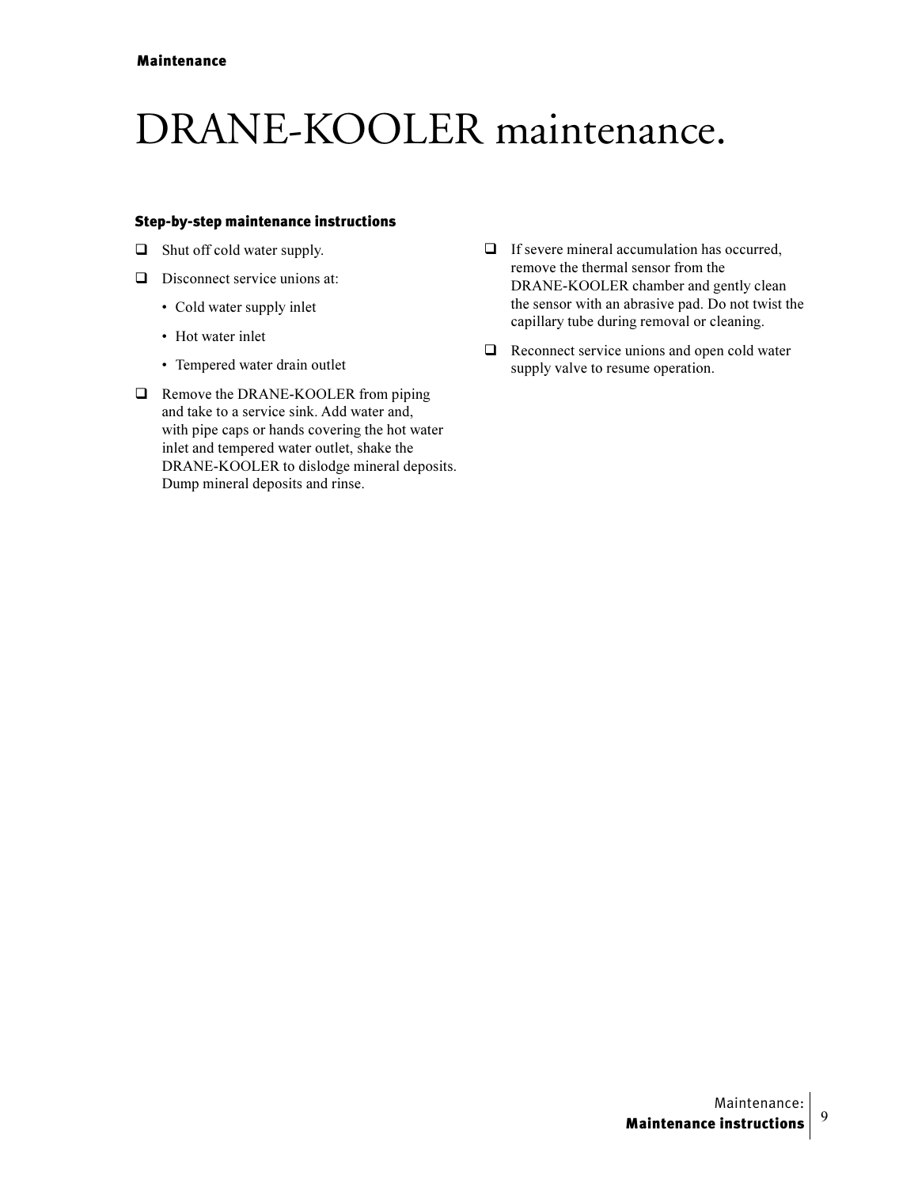# DRANE-KOOLER maintenance.

### Step-by-step maintenance instructions

- [ ] Shut off cold water supply.
- [ ] Disconnect service unions at:
    - Cold water supply inlet
    - Hot water inlet
    - Tempered water drain outlet
- [ ] Remove the DRANE-KOOLER from piping and take to a service sink. Add water and, with pipe caps or hands covering the hot water inlet and tempered water outlet, shake the DRANE-KOOLER to dislodge mineral deposits. Dump mineral deposits and rinse.
- [ ] If severe mineral accumulation has occurred, remove the thermal sensor from the DRANE-KOOLER chamber and gently clean the sensor with an abrasive pad. Do not twist the capillary tube during removal or cleaning.
- [ ] Reconnect service unions and open cold water supply valve to resume operation.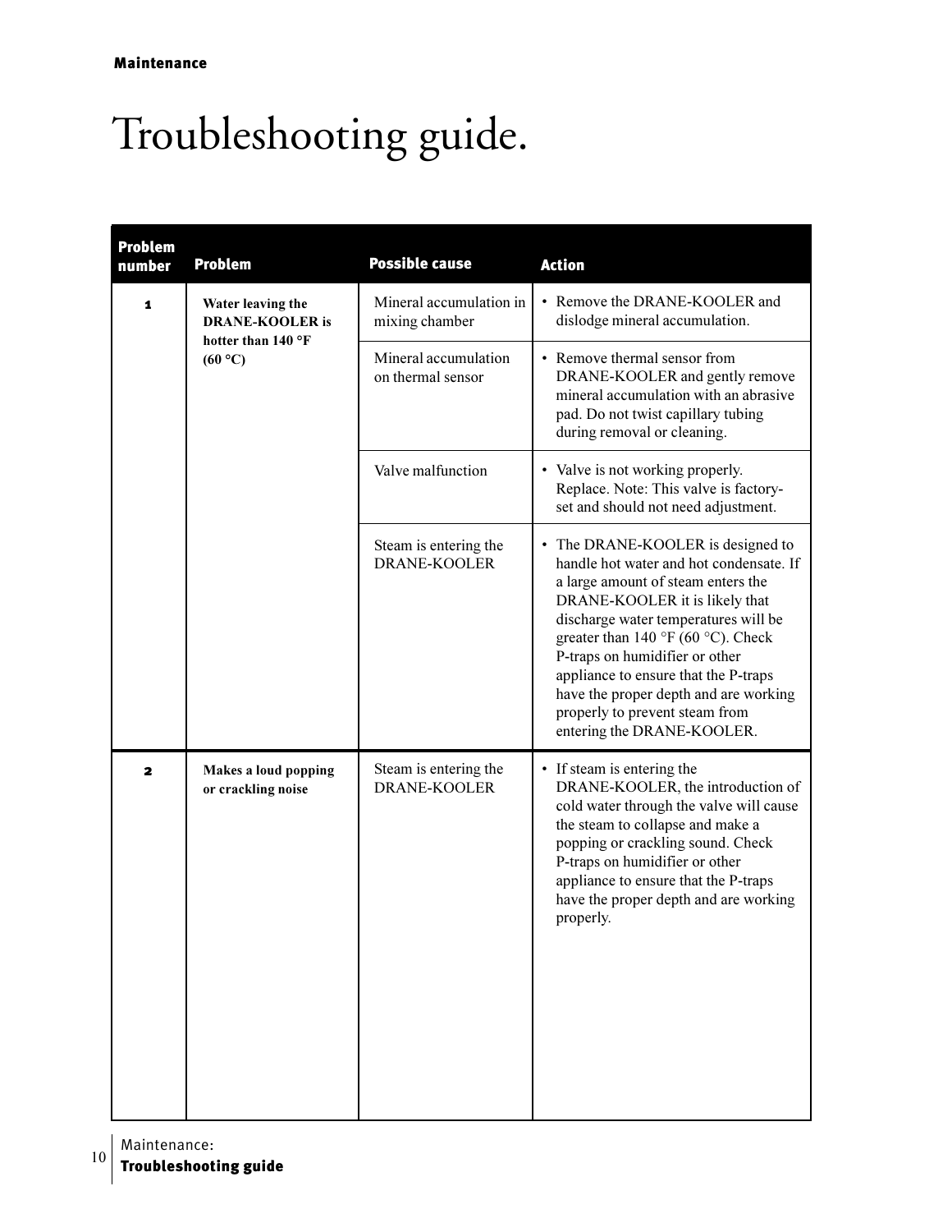# Troubleshooting guide.

| Problem number | Problem | Possible cause | Action |
| --- | --- | --- | --- |
| 1 | **Water leaving the DRANE-KOOLER is hotter than 140 °F (60 °C)** | Mineral accumulation in mixing chamber | • Remove the DRANE-KOOLER and dislodge mineral accumulation. |
| | | Mineral accumulation on thermal sensor | • Remove thermal sensor from DRANE-KOOLER and gently remove mineral accumulation with an abrasive pad. Do not twist capillary tubing during removal or cleaning. |
| | | Valve malfunction | • Valve is not working properly. Replace. Note: This valve is factory-set and should not need adjustment. |
| | | Steam is entering the DRANE-KOOLER | • The DRANE-KOOLER is designed to handle hot water and hot condensate. If a large amount of steam enters the DRANE-KOOLER it is likely that discharge water temperatures will be greater than 140 °F (60 °C). Check P-traps on humidifier or other appliance to ensure that the P-traps have the proper depth and are working properly to prevent steam from entering the DRANE-KOOLER. |
| 2 | **Makes a loud popping or crackling noise** | Steam is entering the DRANE-KOOLER | • If steam is entering the DRANE-KOOLER, the introduction of cold water through the valve will cause the steam to collapse and make a popping or crackling sound. Check P-traps on humidifier or other appliance to ensure that the P-traps have the proper depth and are working properly. |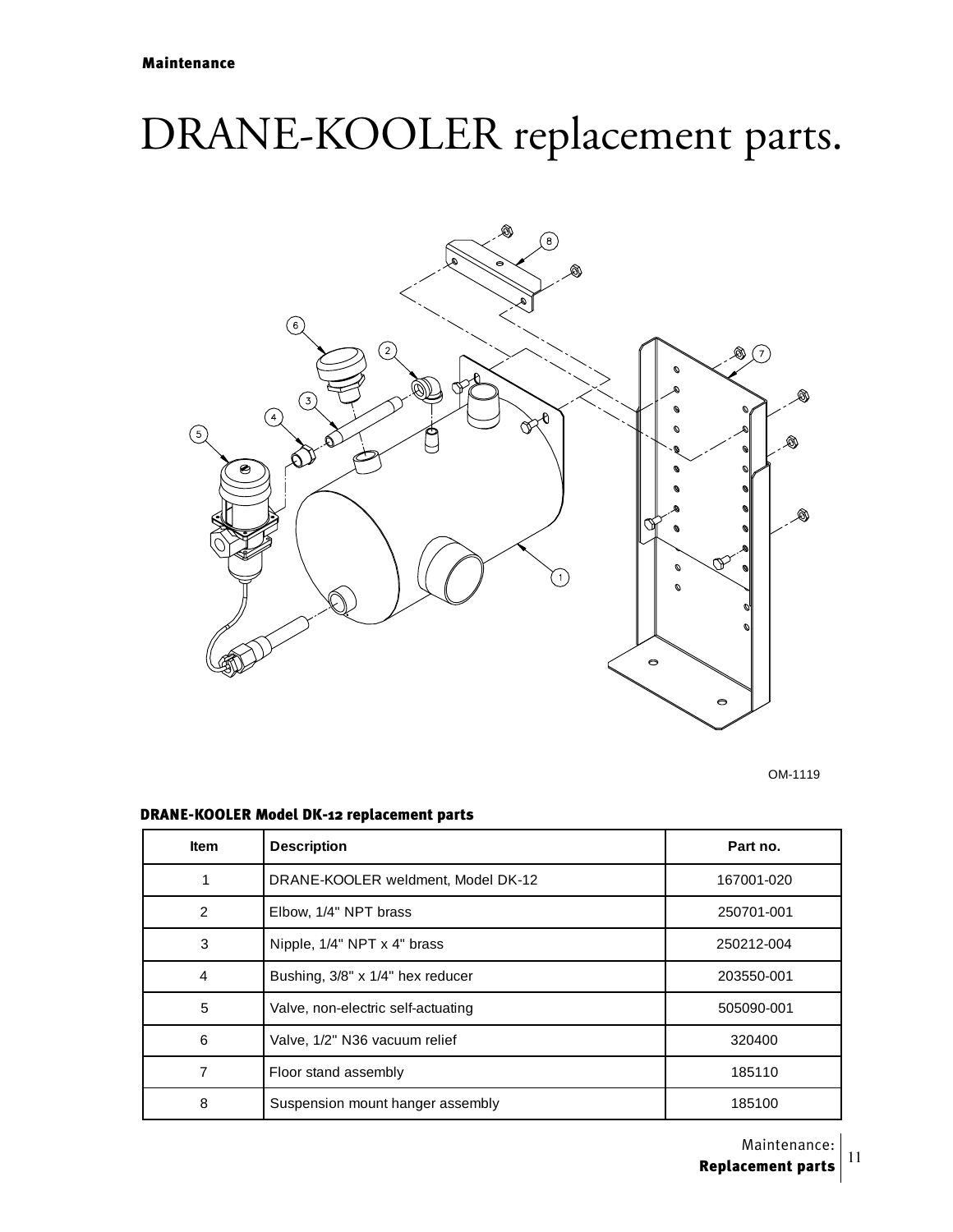# DRANE-KOOLER replacement parts.

OM-1119

**DRANE-KOOLER Model DK-12 replacement parts**

| Item | Description | Part no. |
|---|---|---|
| 1 | DRANE-KOOLER weldment, Model DK-12 | 167001-020 |
| 2 | Elbow, 1/4" NPT brass | 250701-001 |
| 3 | Nipple, 1/4" NPT x 4" brass | 250212-004 |
| 4 | Bushing, 3/8" x 1/4" hex reducer | 203550-001 |
| 5 | Valve, non-electric self-actuating | 505090-001 |
| 6 | Valve, 1/2" N36 vacuum relief | 320400 |
| 7 | Floor stand assembly | 185110 |
| 8 | Suspension mount hanger assembly | 185100 |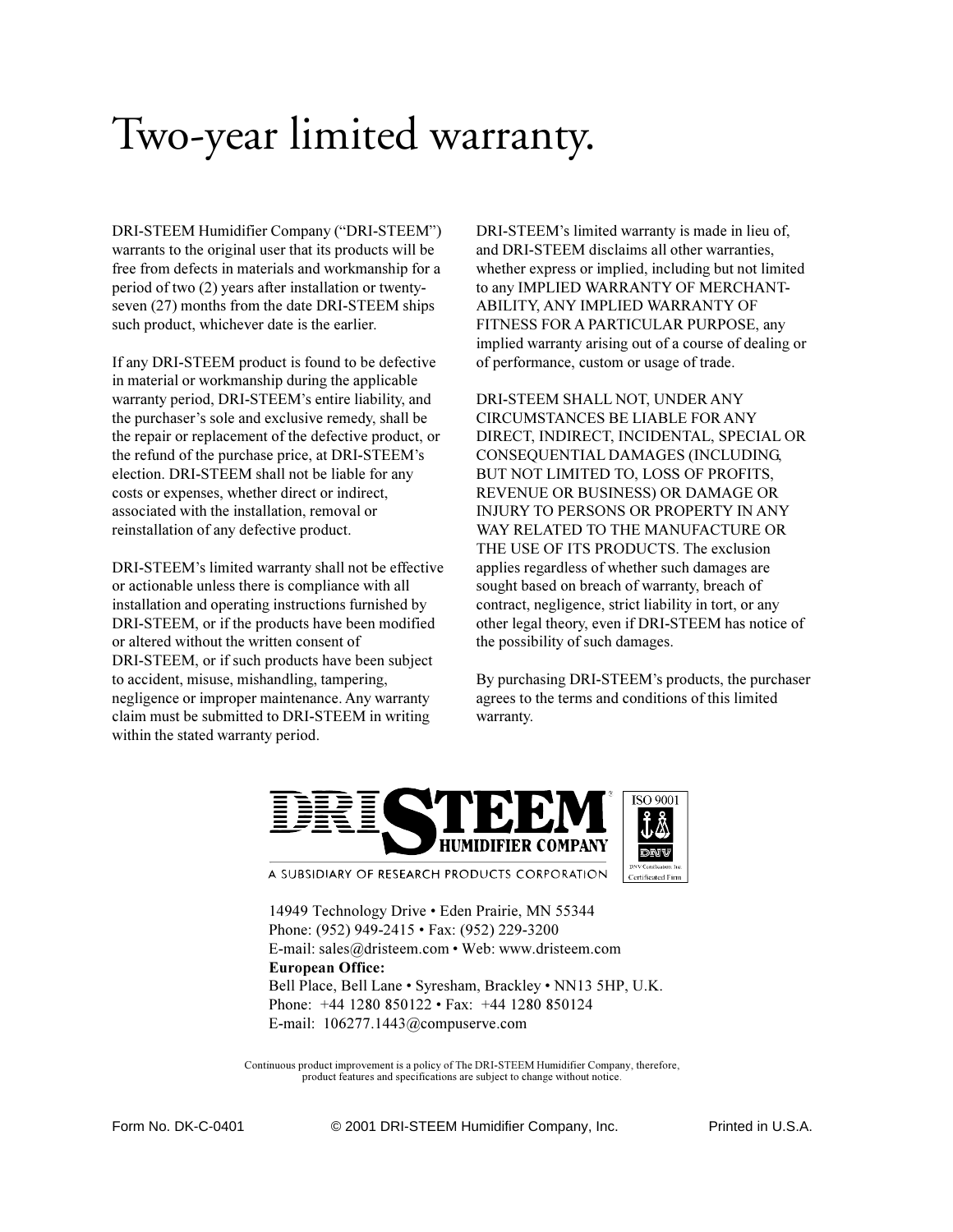# Two-year limited warranty.

DRI-STEEM Humidifier Company ("DRI-STEEM") warrants to the original user that its products will be free from defects in materials and workmanship for a period of two (2) years after installation or twenty-seven (27) months from the date DRI-STEEM ships such product, whichever date is the earlier.

If any DRI-STEEM product is found to be defective in material or workmanship during the applicable warranty period, DRI-STEEM's entire liability, and the purchaser's sole and exclusive remedy, shall be the repair or replacement of the defective product, or the refund of the purchase price, at DRI-STEEM's election. DRI-STEEM shall not be liable for any costs or expenses, whether direct or indirect, associated with the installation, removal or reinstallation of any defective product.

DRI-STEEM's limited warranty shall not be effective or actionable unless there is compliance with all installation and operating instructions furnished by DRI-STEEM, or if the products have been modified or altered without the written consent of DRI-STEEM, or if such products have been subject to accident, misuse, mishandling, tampering, negligence or improper maintenance. Any warranty claim must be submitted to DRI-STEEM in writing within the stated warranty period.

DRI-STEEM's limited warranty is made in lieu of, and DRI-STEEM disclaims all other warranties, whether express or implied, including but not limited to any IMPLIED WARRANTY OF MERCHANTABILITY, ANY IMPLIED WARRANTY OF FITNESS FOR A PARTICULAR PURPOSE, any implied warranty arising out of a course of dealing or of performance, custom or usage of trade.

DRI-STEEM SHALL NOT, UNDER ANY CIRCUMSTANCES BE LIABLE FOR ANY DIRECT, INDIRECT, INCIDENTAL, SPECIAL OR CONSEQUENTIAL DAMAGES (INCLUDING, BUT NOT LIMITED TO, LOSS OF PROFITS, REVENUE OR BUSINESS) OR DAMAGE OR INJURY TO PERSONS OR PROPERTY IN ANY WAY RELATED TO THE MANUFACTURE OR THE USE OF ITS PRODUCTS. The exclusion applies regardless of whether such damages are sought based on breach of warranty, breach of contract, negligence, strict liability in tort, or any other legal theory, even if DRI-STEEM has notice of the possibility of such damages.

By purchasing DRI-STEEM's products, the purchaser agrees to the terms and conditions of this limited warranty.

DRI STEEM HUMIDIFIER COMPANY

A SUBSIDIARY OF RESEARCH PRODUCTS CORPORATION

ISO 9001
DNV Certification Inc
Certificated Firm

14949 Technology Drive • Eden Prairie, MN 55344
Phone: (952) 949-2415 • Fax: (952) 229-3200
E-mail: sales@dristeem.com • Web: www.dristeem.com
**European Office:**
Bell Place, Bell Lane • Syresham, Brackley • NN13 5HP, U.K.
Phone: +44 1280 850122 • Fax: +44 1280 850124
E-mail: 106277.1443@compuserve.com

Continuous product improvement is a policy of The DRI-STEEM Humidifier Company, therefore, product features and specifications are subject to change without notice.

Form No. DK-C-0401 © 2001 DRI-STEEM Humidifier Company, Inc. Printed in U.S.A.